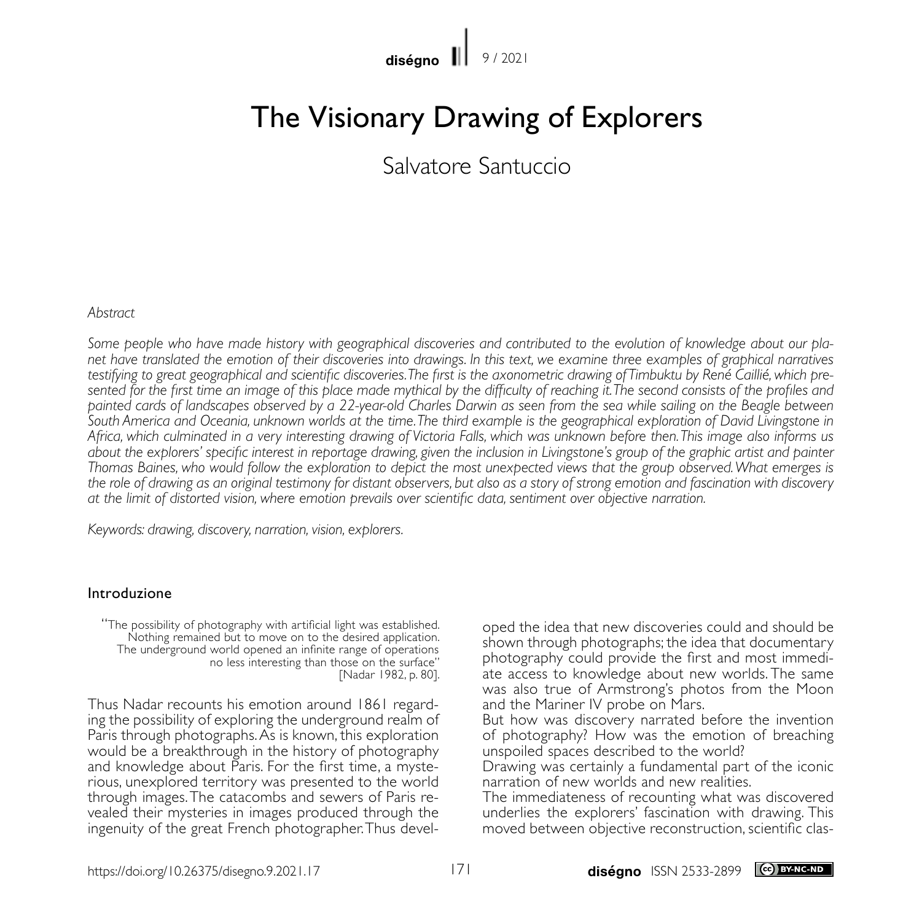# The Visionary Drawing of Explorers

Salvatore Santuccio

*Abstract*

*Some people who have made history with geographical discoveries and contributed to the evolution of knowledge about our planet have translated the emotion of their discoveries into drawings. In this text, we examine three examples of graphical narratives testifying to great geographical and scientific discoveries. The first is the axonometric drawing of Timbuktu by René Caillié, which presented for the first time an image of this place made mythical by the difficulty of reaching it. The second consists of the profiles and painted cards of landscapes observed by a 22-year-old Charles Darwin as seen from the sea while sailing on the Beagle between South America and Oceania, unknown worlds at the time. The third example is the geographical exploration of David Livingstone in Africa, which culminated in a very interesting drawing of Victoria Falls, which was unknown before then. This image also informs us about the explorers' specific interest in reportage drawing, given the inclusion in Livingstone's group of the graphic artist and painter Thomas Baines, who would follow the exploration to depict the most unexpected views that the group observed. What emerges is the role of drawing as an original testimony for distant observers, but also as a story of strong emotion and fascination with discovery at the limit of distorted vision, where emotion prevails over scientific data, sentiment over objective narration.*

*Keywords: drawing, discovery, narration, vision, explorers.*

## Introduzione

> "The possibility of photography with artificial light was established. Nothing remained but to move on to the desired application. The underground world opened an infinite range of operations no less interesting than those on the surface" [Nadar 1982, p. 80].

Thus Nadar recounts his emotion around 1861 regarding the possibility of exploring the underground realm of Paris through photographs. As is known, this exploration would be a breakthrough in the history of photography and knowledge about Paris. For the first time, a mysterious, unexplored territory was presented to the world through images. The catacombs and sewers of Paris revealed their mysteries in images produced through the ingenuity of the great French photographer. Thus developed the idea that new discoveries could and should be shown through photographs; the idea that documentary photography could provide the first and most immediate access to knowledge about new worlds. The same was also true of Armstrong's photos from the Moon and the Mariner IV probe on Mars.

But how was discovery narrated before the invention of photography? How was the emotion of breaching unspoiled spaces described to the world?

Drawing was certainly a fundamental part of the iconic narration of new worlds and new realities.

The immediateness of recounting what was discovered underlies the explorers' fascination with drawing. This moved between objective reconstruction, scientific clas-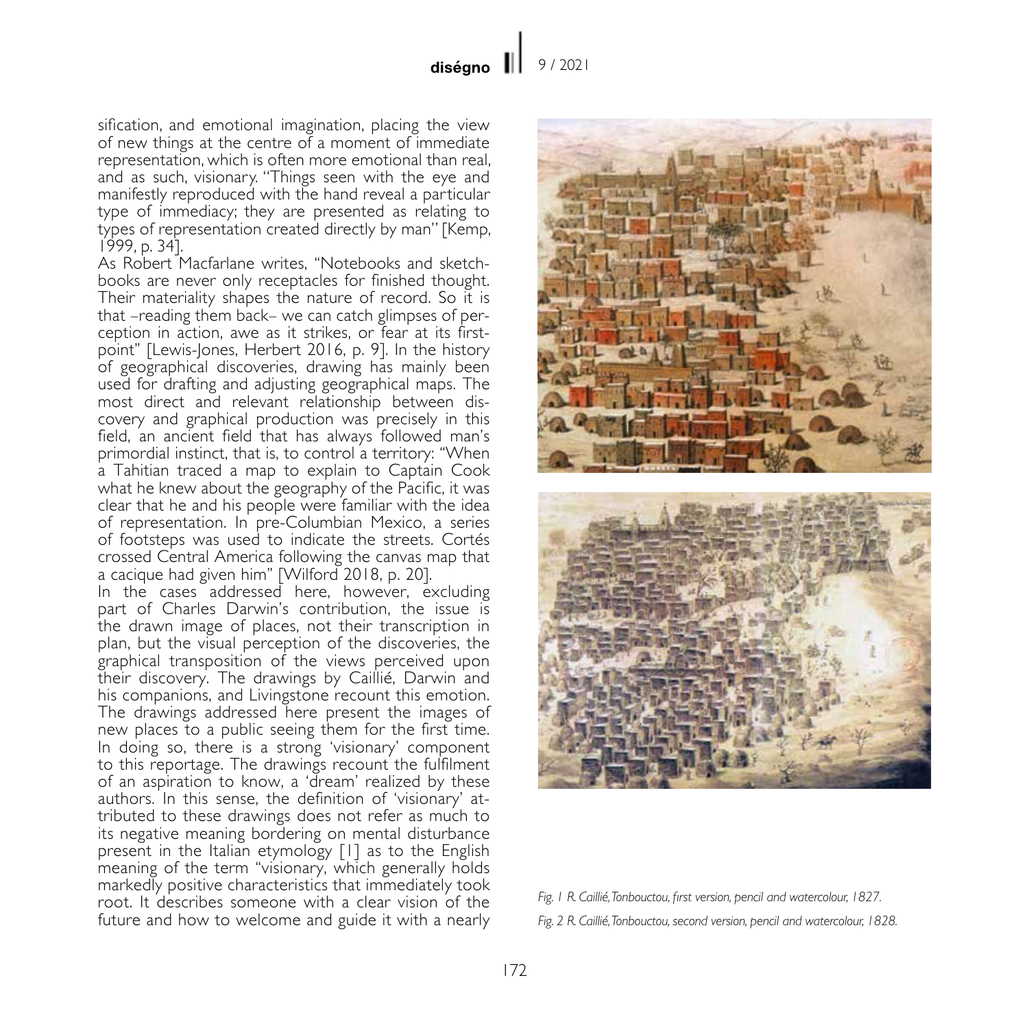sification, and emotional imagination, placing the view of new things at the centre of a moment of immediate representation, which is often more emotional than real, and as such, visionary. "Things seen with the eye and manifestly reproduced with the hand reveal a particular type of immediacy; they are presented as relating to types of representation created directly by man" [Kemp, 1999, p. 34].

As Robert Macfarlane writes, "Notebooks and sketchbooks are never only receptacles for finished thought. Their materiality shapes the nature of record. So it is that –reading them back– we can catch glimpses of perception in action, awe as it strikes, or fear at its firstpoint" [Lewis-Jones, Herbert 2016, p. 9]. In the history of geographical discoveries, drawing has mainly been used for drafting and adjusting geographical maps. The most direct and relevant relationship between discovery and graphical production was precisely in this field, an ancient field that has always followed man's primordial instinct, that is, to control a territory: "When a Tahitian traced a map to explain to Captain Cook what he knew about the geography of the Pacific, it was clear that he and his people were familiar with the idea of representation. In pre-Columbian Mexico, a series of footsteps was used to indicate the streets. Cortés crossed Central America following the canvas map that a cacique had given him" [Wilford 2018, p. 20].

In the cases addressed here, however, excluding part of Charles Darwin's contribution, the issue is the drawn image of places, not their transcription in plan, but the visual perception of the discoveries, the graphical transposition of the views perceived upon their discovery. The drawings by Caillié, Darwin and his companions, and Livingstone recount this emotion. The drawings addressed here present the images of new places to a public seeing them for the first time. In doing so, there is a strong 'visionary' component to this reportage. The drawings recount the fulfilment of an aspiration to know, a 'dream' realized by these authors. In this sense, the definition of 'visionary' attributed to these drawings does not refer as much to its negative meaning bordering on mental disturbance present in the Italian etymology [1] as to the English meaning of the term "visionary, which generally holds markedly positive characteristics that immediately took root. It describes someone with a clear vision of the future and how to welcome and guide it with a nearly

*Fig. 1 R. Caillié, Tonbouctou, first version, pencil and watercolour, 1827.*

*Fig. 2 R. Caillié, Tonbouctou, second version, pencil and watercolour, 1828.*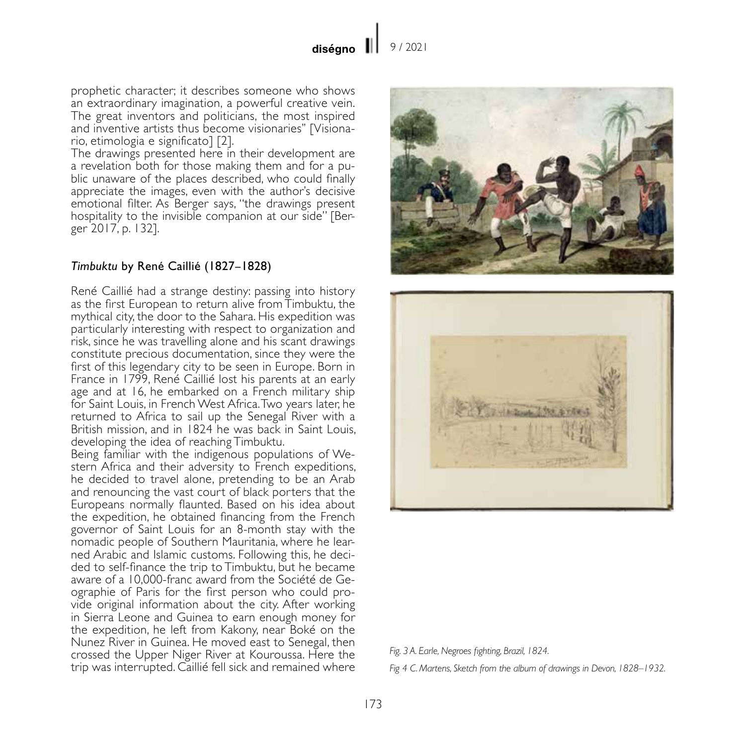prophetic character; it describes someone who shows an extraordinary imagination, a powerful creative vein. The great inventors and politicians, the most inspired and inventive artists thus become visionaries" [Visionario, etimologia e significato] [2].

The drawings presented here in their development are a revelation both for those making them and for a public unaware of the places described, who could finally appreciate the images, even with the author's decisive emotional filter. As Berger says, "the drawings present hospitality to the invisible companion at our side" [Berger 2017, p. 132].

### *Timbuktu* by René Caillié (1827–1828)

René Caillié had a strange destiny: passing into history as the first European to return alive from Timbuktu, the mythical city, the door to the Sahara. His expedition was particularly interesting with respect to organization and risk, since he was travelling alone and his scant drawings constitute precious documentation, since they were the first of this legendary city to be seen in Europe. Born in France in 1799, René Caillié lost his parents at an early age and at 16, he embarked on a French military ship for Saint Louis, in French West Africa. Two years later, he returned to Africa to sail up the Senegal River with a British mission, and in 1824 he was back in Saint Louis, developing the idea of reaching Timbuktu.

Being familiar with the indigenous populations of Western Africa and their adversity to French expeditions, he decided to travel alone, pretending to be an Arab and renouncing the vast court of black porters that the Europeans normally flaunted. Based on his idea about the expedition, he obtained financing from the French governor of Saint Louis for an 8-month stay with the nomadic people of Southern Mauritania, where he learned Arabic and Islamic customs. Following this, he decided to self-finance the trip to Timbuktu, but he became aware of a 10,000-franc award from the Société de Geographie of Paris for the first person who could provide original information about the city. After working in Sierra Leone and Guinea to earn enough money for the expedition, he left from Kakony, near Boké on the Nunez River in Guinea. He moved east to Senegal, then crossed the Upper Niger River at Kouroussa. Here the trip was interrupted. Caillié fell sick and remained where

*Fig. 3 A. Earle, Negroes fighting, Brazil, 1824.*

*Fig 4 C. Martens, Sketch from the album of drawings in Devon, 1828–1932.*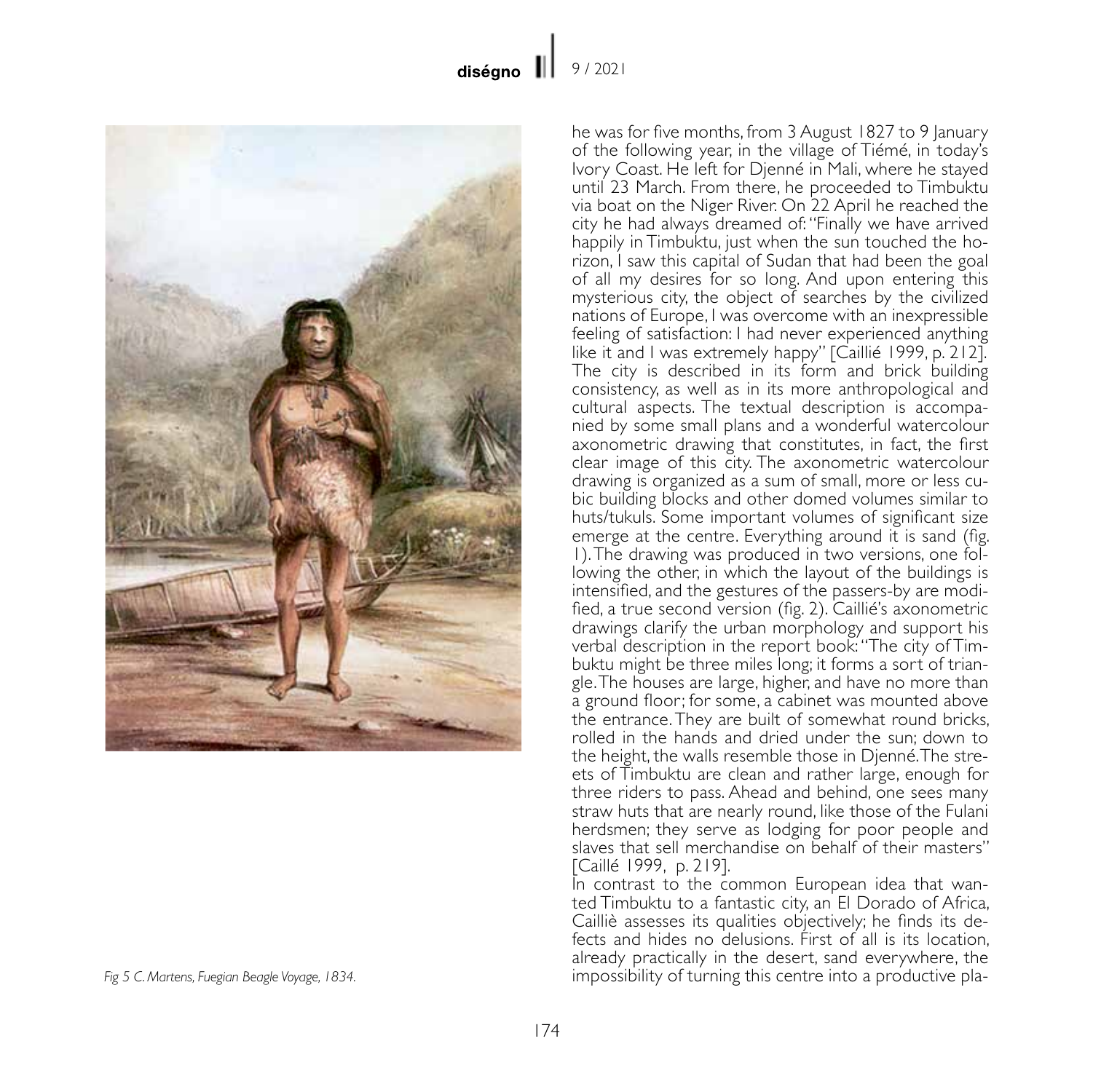he was for five months, from 3 August 1827 to 9 January of the following year, in the village of Tiémé, in today's Ivory Coast. He left for Djenné in Mali, where he stayed until 23 March. From there, he proceeded to Timbuktu via boat on the Niger River. On 22 April he reached the city he had always dreamed of: "Finally we have arrived happily in Timbuktu, just when the sun touched the horizon, I saw this capital of Sudan that had been the goal of all my desires for so long. And upon entering this mysterious city, the object of searches by the civilized nations of Europe, I was overcome with an inexpressible feeling of satisfaction: I had never experienced anything like it and I was extremely happy" [Caillié 1999, p. 212]. The city is described in its form and brick building consistency, as well as in its more anthropological and cultural aspects. The textual description is accompanied by some small plans and a wonderful watercolour axonometric drawing that constitutes, in fact, the first clear image of this city. The axonometric watercolour drawing is organized as a sum of small, more or less cubic building blocks and other domed volumes similar to huts/tukuls. Some important volumes of significant size emerge at the centre. Everything around it is sand (fig. 1). The drawing was produced in two versions, one following the other, in which the layout of the buildings is intensified, and the gestures of the passers-by are modified, a true second version (fig. 2). Caillié's axonometric drawings clarify the urban morphology and support his verbal description in the report book: "The city of Timbuktu might be three miles long; it forms a sort of triangle. The houses are large, higher, and have no more than a ground floor; for some, a cabinet was mounted above the entrance. They are built of somewhat round bricks, rolled in the hands and dried under the sun; down to the height, the walls resemble those in Djenné. The streets of Timbuktu are clean and rather large, enough for three riders to pass. Ahead and behind, one sees many straw huts that are nearly round, like those of the Fulani herdsmen; they serve as lodging for poor people and slaves that sell merchandise on behalf of their masters" [Caillé 1999, p. 219].

In contrast to the common European idea that wanted Timbuktu to a fantastic city, an El Dorado of Africa, Caillè assesses its qualities objectively; he finds its defects and hides no delusions. First of all is its location, already practically in the desert, sand everywhere, the impossibility of turning this centre into a productive pla-

*Fig 5 C. Martens, Fuegian Beagle Voyage, 1834.*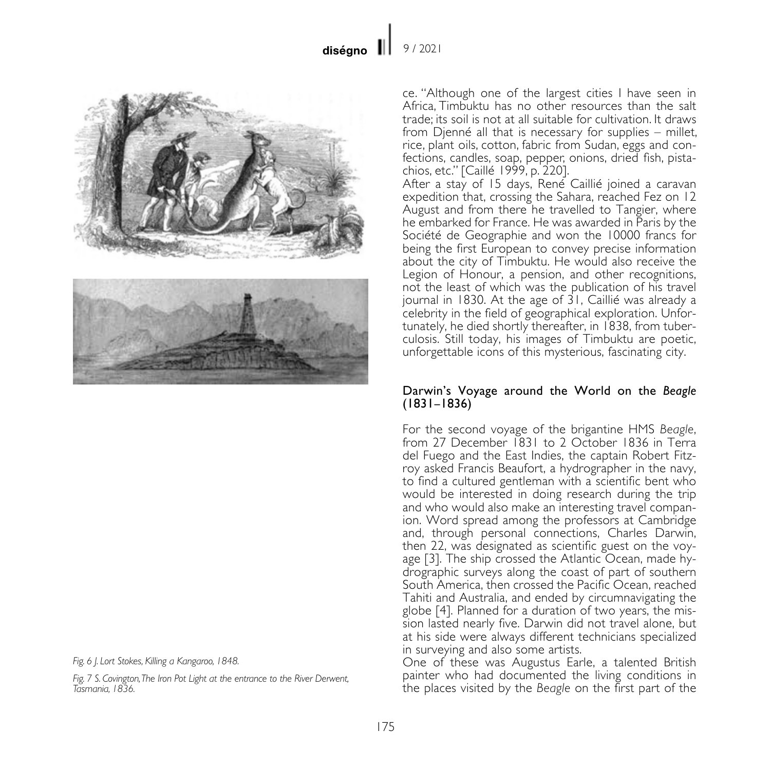ce. "Although one of the largest cities I have seen in Africa, Timbuktu has no other resources than the salt trade; its soil is not at all suitable for cultivation. It draws from Djenné all that is necessary for supplies – millet, rice, plant oils, cotton, fabric from Sudan, eggs and confections, candles, soap, pepper, onions, dried fish, pistachios, etc." [Caillé 1999, p. 220].

After a stay of 15 days, René Caillié joined a caravan expedition that, crossing the Sahara, reached Fez on 12 August and from there he travelled to Tangier, where he embarked for France. He was awarded in Paris by the Société de Geographie and won the 10000 francs for being the first European to convey precise information about the city of Timbuktu. He would also receive the Legion of Honour, a pension, and other recognitions, not the least of which was the publication of his travel journal in 1830. At the age of 31, Caillié was already a celebrity in the field of geographical exploration. Unfortunately, he died shortly thereafter, in 1838, from tuberculosis. Still today, his images of Timbuktu are poetic, unforgettable icons of this mysterious, fascinating city.

Fig. 6 J. Lort Stokes, Killing a Kangaroo, 1848.

Fig. 7 S. Covington, The Iron Pot Light at the entrance to the River Derwent, Tasmania, 1836.

## Darwin's Voyage around the World on the *Beagle* (1831–1836)

For the second voyage of the brigantine HMS *Beagle*, from 27 December 1831 to 2 October 1836 in Terra del Fuego and the East Indies, the captain Robert Fitzroy asked Francis Beaufort, a hydrographer in the navy, to find a cultured gentleman with a scientific bent who would be interested in doing research during the trip and who would also make an interesting travel companion. Word spread among the professors at Cambridge and, through personal connections, Charles Darwin, then 22, was designated as scientific guest on the voyage [3]. The ship crossed the Atlantic Ocean, made hydrographic surveys along the coast of part of southern South America, then crossed the Pacific Ocean, reached Tahiti and Australia, and ended by circumnavigating the globe [4]. Planned for a duration of two years, the mission lasted nearly five. Darwin did not travel alone, but at his side were always different technicians specialized in surveying and also some artists.

One of these was Augustus Earle, a talented British painter who had documented the living conditions in the places visited by the *Beagle* on the first part of the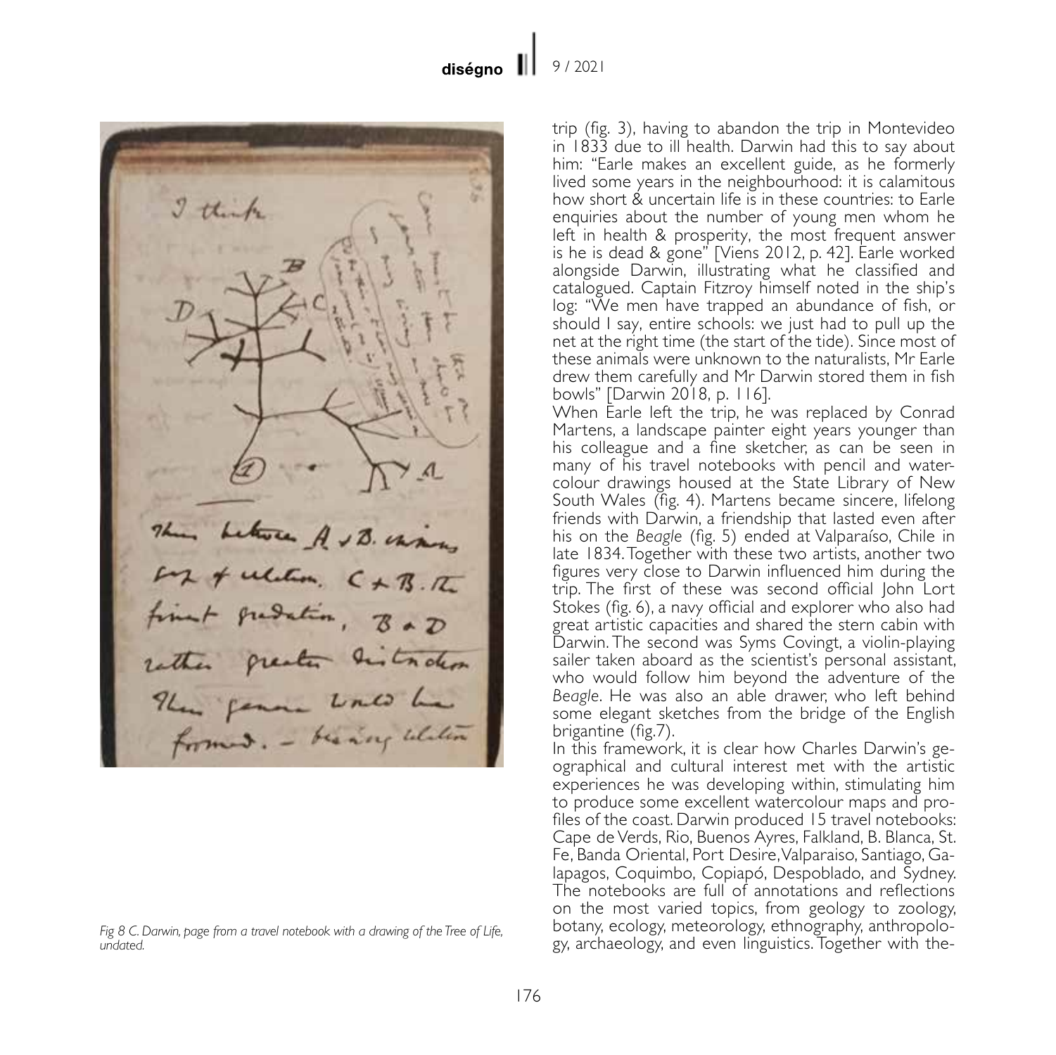Fig 8 C. Darwin, page from a travel notebook with a drawing of the Tree of Life, undated.

trip (fig. 3), having to abandon the trip in Montevideo in 1833 due to ill health. Darwin had this to say about him: "Earle makes an excellent guide, as he formerly lived some years in the neighbourhood: it is calamitous how short & uncertain life is in these countries: to Earle enquiries about the number of young men whom he left in health & prosperity, the most frequent answer is he is dead & gone" [Viens 2012, p. 42]. Earle worked alongside Darwin, illustrating what he classified and catalogued. Captain Fitzroy himself noted in the ship's log: "We men have trapped an abundance of fish, or should I say, entire schools: we just had to pull up the net at the right time (the start of the tide). Since most of these animals were unknown to the naturalists, Mr Earle drew them carefully and Mr Darwin stored them in fish bowls" [Darwin 2018, p. 116].

When Earle left the trip, he was replaced by Conrad Martens, a landscape painter eight years younger than his colleague and a fine sketcher, as can be seen in many of his travel notebooks with pencil and watercolour drawings housed at the State Library of New South Wales (fig. 4). Martens became sincere, lifelong friends with Darwin, a friendship that lasted even after his on the *Beagle* (fig. 5) ended at Valparaíso, Chile in late 1834. Together with these two artists, another two figures very close to Darwin influenced him during the trip. The first of these was second official John Lort Stokes (fig. 6), a navy official and explorer who also had great artistic capacities and shared the stern cabin with Darwin. The second was Syms Covingt, a violin-playing sailer taken aboard as the scientist's personal assistant, who would follow him beyond the adventure of the *Beagle*. He was also an able drawer, who left behind some elegant sketches from the bridge of the English brigantine (fig.7).

In this framework, it is clear how Charles Darwin's geographical and cultural interest met with the artistic experiences he was developing within, stimulating him to produce some excellent watercolour maps and profiles of the coast. Darwin produced 15 travel notebooks: Cape de Verds, Rio, Buenos Ayres, Falkland, B. Blanca, St. Fe, Banda Oriental, Port Desire, Valparaiso, Santiago, Galapagos, Coquimbo, Copiapó, Despoblado, and Sydney. The notebooks are full of annotations and reflections on the most varied topics, from geology to zoology, botany, ecology, meteorology, ethnography, anthropology, archaeology, and even linguistics. Together with the-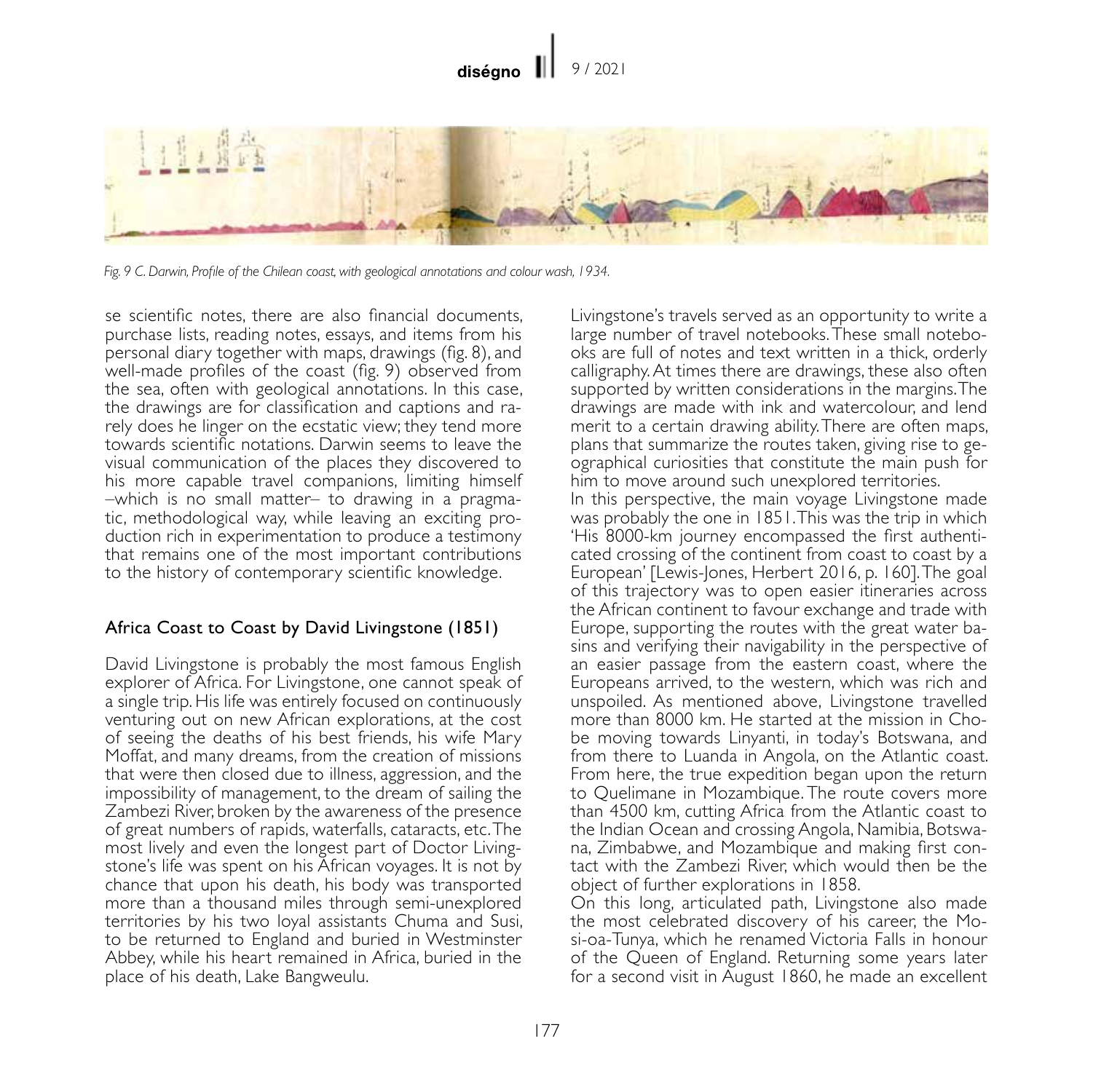Fig. 9 C. Darwin, Profile of the Chilean coast, with geological annotations and colour wash, 1934.

se scientific notes, there are also financial documents, purchase lists, reading notes, essays, and items from his personal diary together with maps, drawings (fig. 8), and well-made profiles of the coast (fig. 9) observed from the sea, often with geological annotations. In this case, the drawings are for classification and captions and rarely does he linger on the ecstatic view; they tend more towards scientific notations. Darwin seems to leave the visual communication of the places they discovered to his more capable travel companions, limiting himself –which is no small matter– to drawing in a pragmatic, methodological way, while leaving an exciting production rich in experimentation to produce a testimony that remains one of the most important contributions to the history of contemporary scientific knowledge.

## Africa Coast to Coast by David Livingstone (1851)

David Livingstone is probably the most famous English explorer of Africa. For Livingstone, one cannot speak of a single trip. His life was entirely focused on continuously venturing out on new African explorations, at the cost of seeing the deaths of his best friends, his wife Mary Moffat, and many dreams, from the creation of missions that were then closed due to illness, aggression, and the impossibility of management, to the dream of sailing the Zambezi River, broken by the awareness of the presence of great numbers of rapids, waterfalls, cataracts, etc. The most lively and even the longest part of Doctor Livingstone's life was spent on his African voyages. It is not by chance that upon his death, his body was transported more than a thousand miles through semi-unexplored territories by his two loyal assistants Chuma and Susi, to be returned to England and buried in Westminster Abbey, while his heart remained in Africa, buried in the place of his death, Lake Bangweulu.

Livingstone's travels served as an opportunity to write a large number of travel notebooks. These small notebooks are full of notes and text written in a thick, orderly calligraphy. At times there are drawings, these also often supported by written considerations in the margins. The drawings are made with ink and watercolour, and lend merit to a certain drawing ability. There are often maps, plans that summarize the routes taken, giving rise to geographical curiosities that constitute the main push for him to move around such unexplored territories.

In this perspective, the main voyage Livingstone made was probably the one in 1851. This was the trip in which 'His 8000-km journey encompassed the first authenticated crossing of the continent from coast to coast by a European' [Lewis-Jones, Herbert 2016, p. 160]. The goal of this trajectory was to open easier itineraries across the African continent to favour exchange and trade with Europe, supporting the routes with the great water basins and verifying their navigability in the perspective of an easier passage from the eastern coast, where the Europeans arrived, to the western, which was rich and unspoiled. As mentioned above, Livingstone travelled more than 8000 km. He started at the mission in Chobe moving towards Linyanti, in today's Botswana, and from there to Luanda in Angola, on the Atlantic coast. From here, the true expedition began upon the return to Quelimane in Mozambique. The route covers more than 4500 km, cutting Africa from the Atlantic coast to the Indian Ocean and crossing Angola, Namibia, Botswana, Zimbabwe, and Mozambique and making first contact with the Zambezi River, which would then be the object of further explorations in 1858.

On this long, articulated path, Livingstone also made the most celebrated discovery of his career, the Mosi-oa-Tunya, which he renamed Victoria Falls in honour of the Queen of England. Returning some years later for a second visit in August 1860, he made an excellent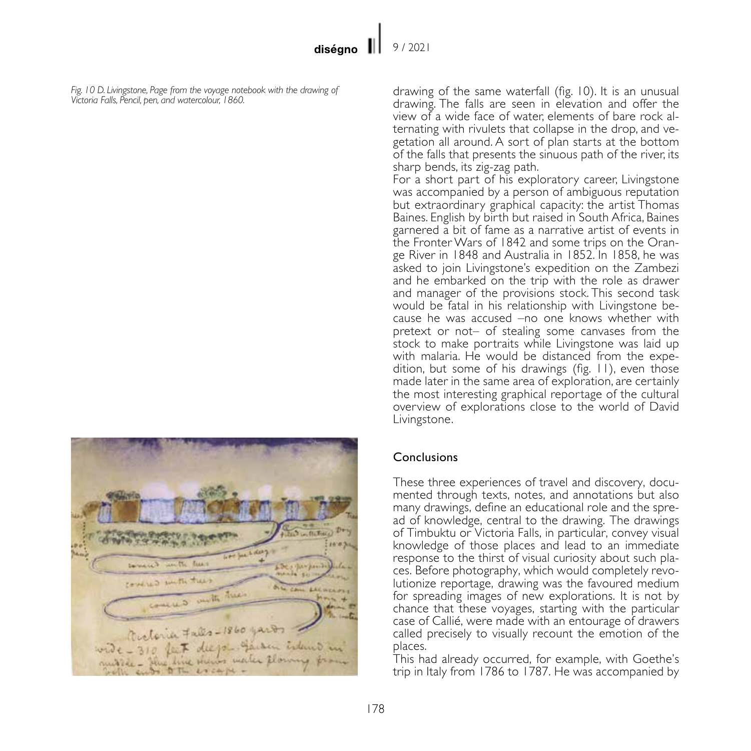*Fig. 10 D. Livingstone, Page from the voyage notebook with the drawing of Victoria Falls, Pencil, pen, and watercolour, 1860.*

drawing of the same waterfall (fig. 10). It is an unusual drawing. The falls are seen in elevation and offer the view of a wide face of water, elements of bare rock alternating with rivulets that collapse in the drop, and vegetation all around. A sort of plan starts at the bottom of the falls that presents the sinuous path of the river, its sharp bends, its zig-zag path.

For a short part of his exploratory career, Livingstone was accompanied by a person of ambiguous reputation but extraordinary graphical capacity: the artist Thomas Baines. English by birth but raised in South Africa, Baines garnered a bit of fame as a narrative artist of events in the Fronter Wars of 1842 and some trips on the Orange River in 1848 and Australia in 1852. In 1858, he was asked to join Livingstone's expedition on the Zambezi and he embarked on the trip with the role as drawer and manager of the provisions stock. This second task would be fatal in his relationship with Livingstone because he was accused –no one knows whether with pretext or not– of stealing some canvases from the stock to make portraits while Livingstone was laid up with malaria. He would be distanced from the expedition, but some of his drawings (fig. 11), even those made later in the same area of exploration, are certainly the most interesting graphical reportage of the cultural overview of explorations close to the world of David Livingstone.

## Conclusions

These three experiences of travel and discovery, documented through texts, notes, and annotations but also many drawings, define an educational role and the spread of knowledge, central to the drawing. The drawings of Timbuktu or Victoria Falls, in particular, convey visual knowledge of those places and lead to an immediate response to the thirst of visual curiosity about such places. Before photography, which would completely revolutionize reportage, drawing was the favoured medium for spreading images of new explorations. It is not by chance that these voyages, starting with the particular case of Callié, were made with an entourage of drawers called precisely to visually recount the emotion of the places.

This had already occurred, for example, with Goethe's trip in Italy from 1786 to 1787. He was accompanied by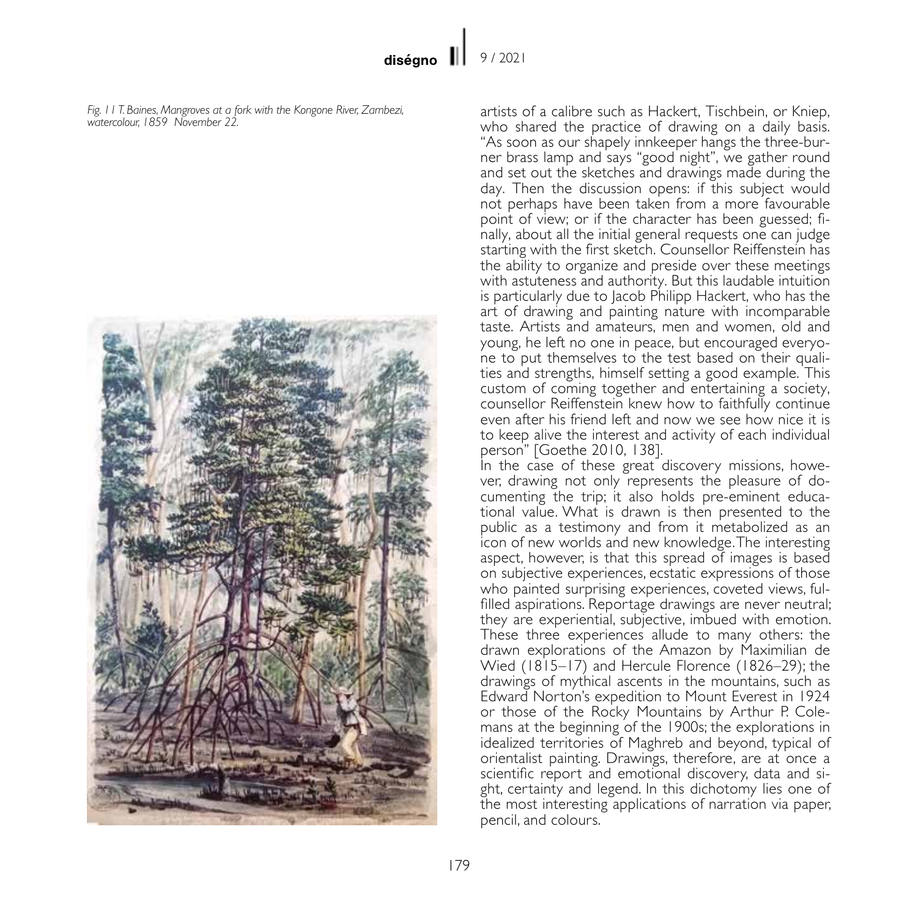*Fig. 11 T. Baines, Mangroves at a fork with the Kongone River, Zambezi, watercolour, 1859 November 22.*

artists of a calibre such as Hackert, Tischbein, or Kniep, who shared the practice of drawing on a daily basis. "As soon as our shapely innkeeper hangs the three-burner brass lamp and says "good night", we gather round and set out the sketches and drawings made during the day. Then the discussion opens: if this subject would not perhaps have been taken from a more favourable point of view; or if the character has been guessed; finally, about all the initial general requests one can judge starting with the first sketch. Counsellor Reiffenstein has the ability to organize and preside over these meetings with astuteness and authority. But this laudable intuition is particularly due to Jacob Philipp Hackert, who has the art of drawing and painting nature with incomparable taste. Artists and amateurs, men and women, old and young, he left no one in peace, but encouraged everyone to put themselves to the test based on their qualities and strengths, himself setting a good example. This custom of coming together and entertaining a society, counsellor Reiffenstein knew how to faithfully continue even after his friend left and now we see how nice it is to keep alive the interest and activity of each individual person" [Goethe 2010, 138].

In the case of these great discovery missions, however, drawing not only represents the pleasure of documenting the trip; it also holds pre-eminent educational value. What is drawn is then presented to the public as a testimony and from it metabolized as an icon of new worlds and new knowledge. The interesting aspect, however, is that this spread of images is based on subjective experiences, ecstatic expressions of those who painted surprising experiences, coveted views, fulfilled aspirations. Reportage drawings are never neutral; they are experiential, subjective, imbued with emotion. These three experiences allude to many others: the drawn explorations of the Amazon by Maximilian de Wied (1815–17) and Hercule Florence (1826–29); the drawings of mythical ascents in the mountains, such as Edward Norton's expedition to Mount Everest in 1924 or those of the Rocky Mountains by Arthur P. Colemans at the beginning of the 1900s; the explorations in idealized territories of Maghreb and beyond, typical of orientalist painting. Drawings, therefore, are at once a scientific report and emotional discovery, data and sight, certainty and legend. In this dichotomy lies one of the most interesting applications of narration via paper, pencil, and colours.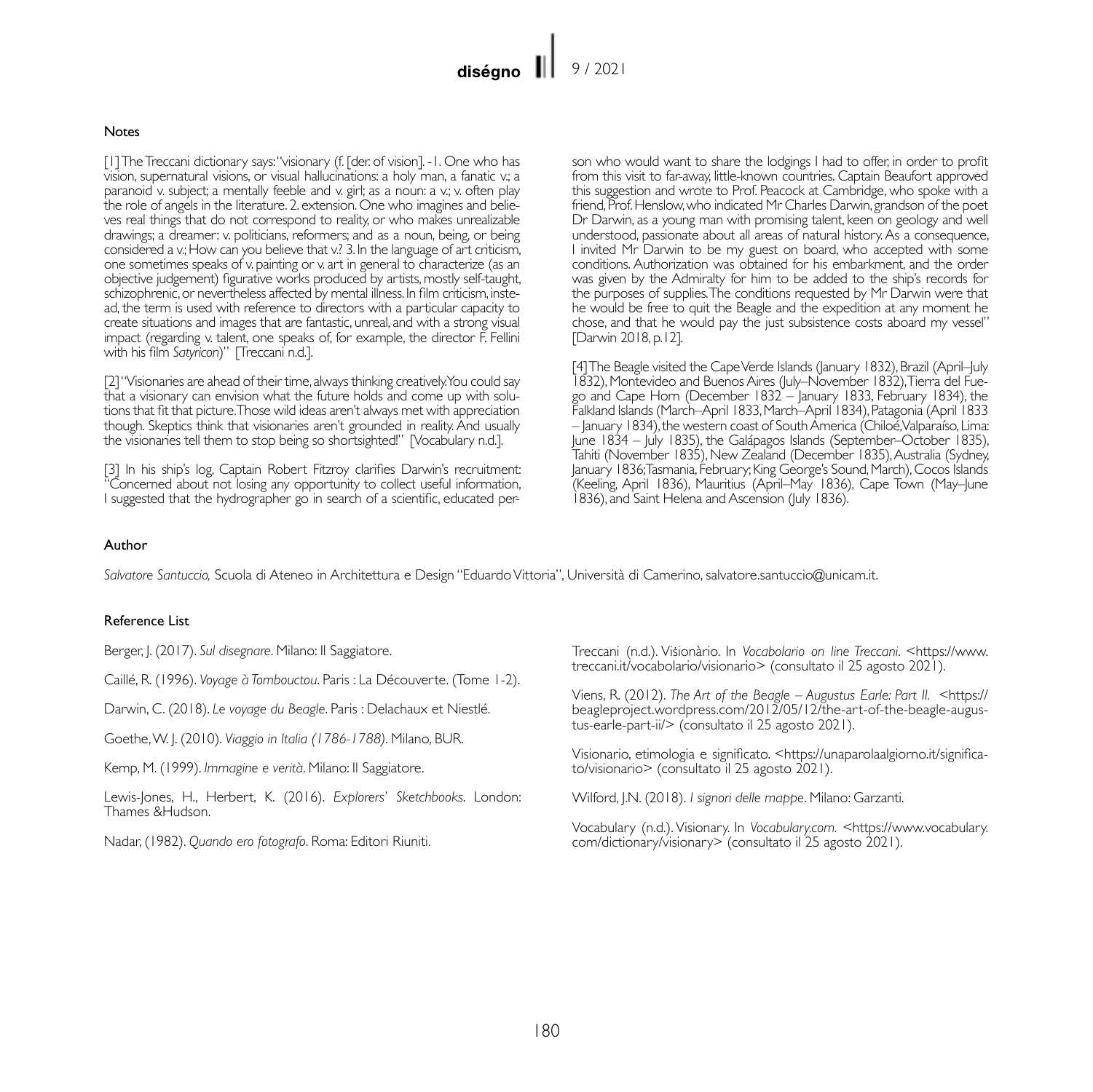## Notes

[1] The Treccani dictionary says: "visionary (f. [der. of vision]. -1. One who has vision, supernatural visions, or visual hallucinations: a holy man, a fanatic v.; a paranoid v. subject; a mentally feeble and v. girl; as a noun: a v.; v. often play the role of angels in the literature. 2. extension. One who imagines and believes real things that do not correspond to reality, or who makes unrealizable drawings; a dreamer: v. politicians, reformers; and as a noun, being, or being considered a v.; How can you believe that v.? 3. In the language of art criticism, one sometimes speaks of v. painting or v. art in general to characterize (as an objective judgement) figurative works produced by artists, mostly self-taught, schizophrenic, or nevertheless affected by mental illness. In film criticism, instead, the term is used with reference to directors with a particular capacity to create situations and images that are fantastic, unreal, and with a strong visual impact (regarding v. talent, one speaks of, for example, the director F. Fellini with his film *Satyricon*)" [Treccani n.d.].

[2] "Visionaries are ahead of their time, always thinking creatively. You could say that a visionary can envision what the future holds and come up with solutions that fit that picture. Those wild ideas aren't always met with appreciation though. Skeptics think that visionaries aren't grounded in reality. And usually the visionaries tell them to stop being so shortsighted!" [Vocabulary n.d.].

[3] In his ship's log, Captain Robert Fitzroy clarifies Darwin's recruitment: "Concerned about not losing any opportunity to collect useful information, I suggested that the hydrographer go in search of a scientific, educated person who would want to share the lodgings I had to offer, in order to profit from this visit to far-away, little-known countries. Captain Beaufort approved this suggestion and wrote to Prof. Peacock at Cambridge, who spoke with a friend, Prof. Henslow, who indicated Mr Charles Darwin, grandson of the poet Dr Darwin, as a young man with promising talent, keen on geology and well understood, passionate about all areas of natural history. As a consequence, I invited Mr Darwin to be my guest on board, who accepted with some conditions. Authorization was obtained for his embarkment, and the order was given by the Admiralty for him to be added to the ship's records for the purposes of supplies. The conditions requested by Mr Darwin were that he would be free to quit the Beagle and the expedition at any moment he chose, and that he would pay the just subsistence costs aboard my vessel" [Darwin 2018, p. 12].

[4] The Beagle visited the Cape Verde Islands (January 1832), Brazil (April–July 1832), Montevideo and Buenos Aires (July–November 1832), Tierra del Fuego and Cape Horn (December 1832 – January 1833, February 1834), the Falkland Islands (March–April 1833, March–April 1834), Patagonia (April 1833 – January 1834), the western coast of South America (Chiloé, Valparaíso, Lima: June 1834 – July 1835), the Galápagos Islands (September–October 1835), Tahiti (November 1835), New Zealand (December 1835), Australia (Sydney, January 1836; Tasmania, February; King George's Sound, March), Cocos Islands (Keeling, April 1836), Mauritius (April–May 1836), Cape Town (May–June 1836), and Saint Helena and Ascension (July 1836).

## Author

*Salvatore Santuccio,* Scuola di Ateneo in Architettura e Design "Eduardo Vittoria", Università di Camerino, salvatore.santuccio@unicam.it.

## Reference List

Berger, J. (2017). *Sul disegnare*. Milano: Il Saggiatore.

Caillé, R. (1996). *Voyage à Tombouctou*. Paris : La Découverte. (Tome 1-2).

Darwin, C. (2018). *Le voyage du Beagle*. Paris : Delachaux et Niestlé.

Goethe, W. J. (2010). *Viaggio in Italia (1786-1788)*. Milano, BUR.

Kemp, M. (1999). *Immagine e verità*. Milano: Il Saggiatore.

Lewis-Jones, H., Herbert, K. (2016). *Explorers' Sketchbooks*. London: Thames &Hudson.

Nadar, (1982). *Quando ero fotografo*. Roma: Editori Riuniti.

Treccani (n.d.). Visionàrio. In *Vocabolario on line Treccani*. <https://www.treccani.it/vocabolario/visionario> (consultato il 25 agosto 2021).

Viens, R. (2012). *The Art of the Beagle – Augustus Earle: Part II.* <https://beagleproject.wordpress.com/2012/05/12/the-art-of-the-beagle-augustus-earle-part-ii/> (consultato il 25 agosto 2021).

Visionario, etimologia e significato. <https://unaparolaalgiorno.it/significato/visionario> (consultato il 25 agosto 2021).

Wilford, J.N. (2018). *I signori delle mappe*. Milano: Garzanti.

Vocabulary (n.d.). Visionary. In *Vocabulary.com.* <https://www.vocabulary.com/dictionary/visionary> (consultato il 25 agosto 2021).